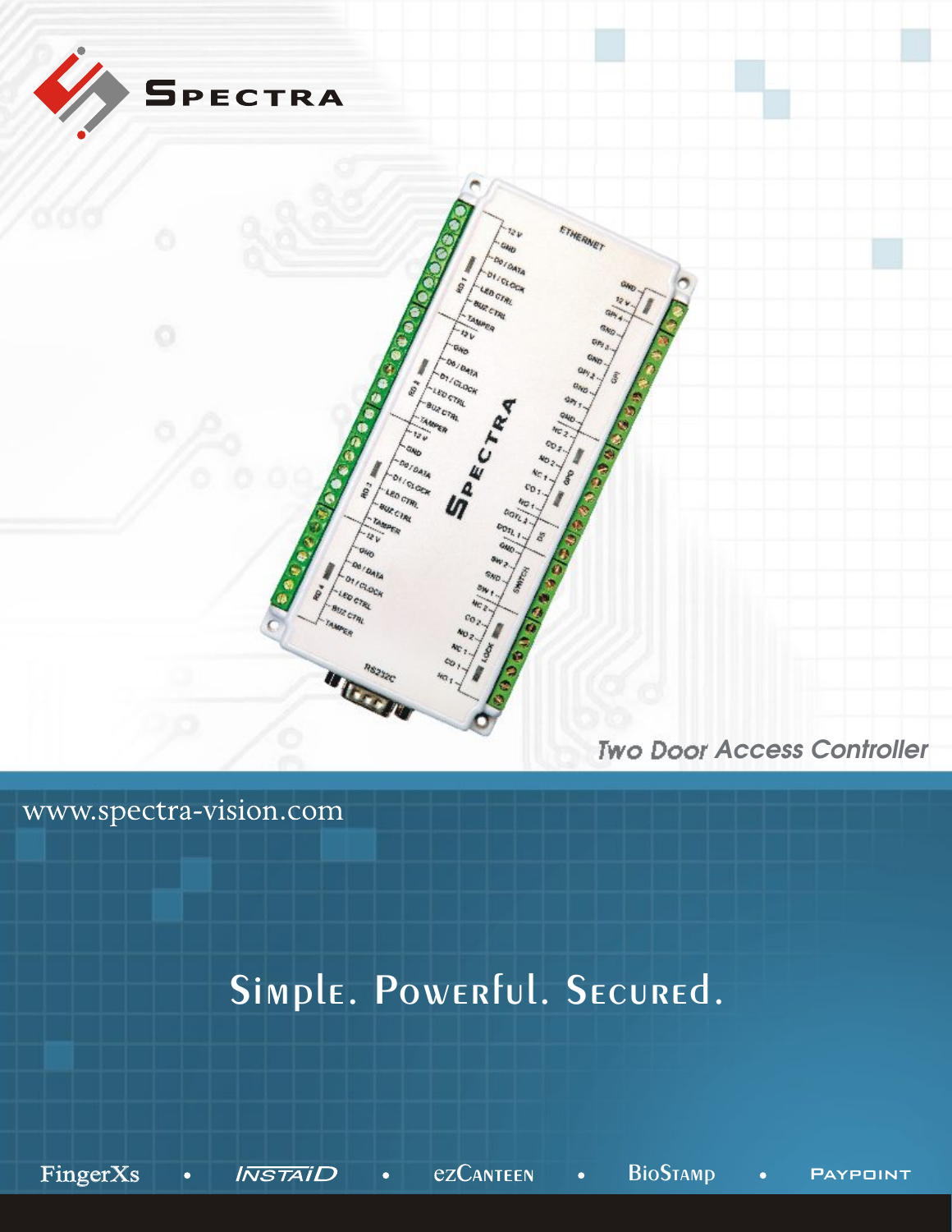# SPECTRA

*Two Door Access Controller*

www.spectra-vision.com

## Simple. Powerful. Secured.

FingerXs • INSTAID • ezCanteen • BioStamp • PayPoint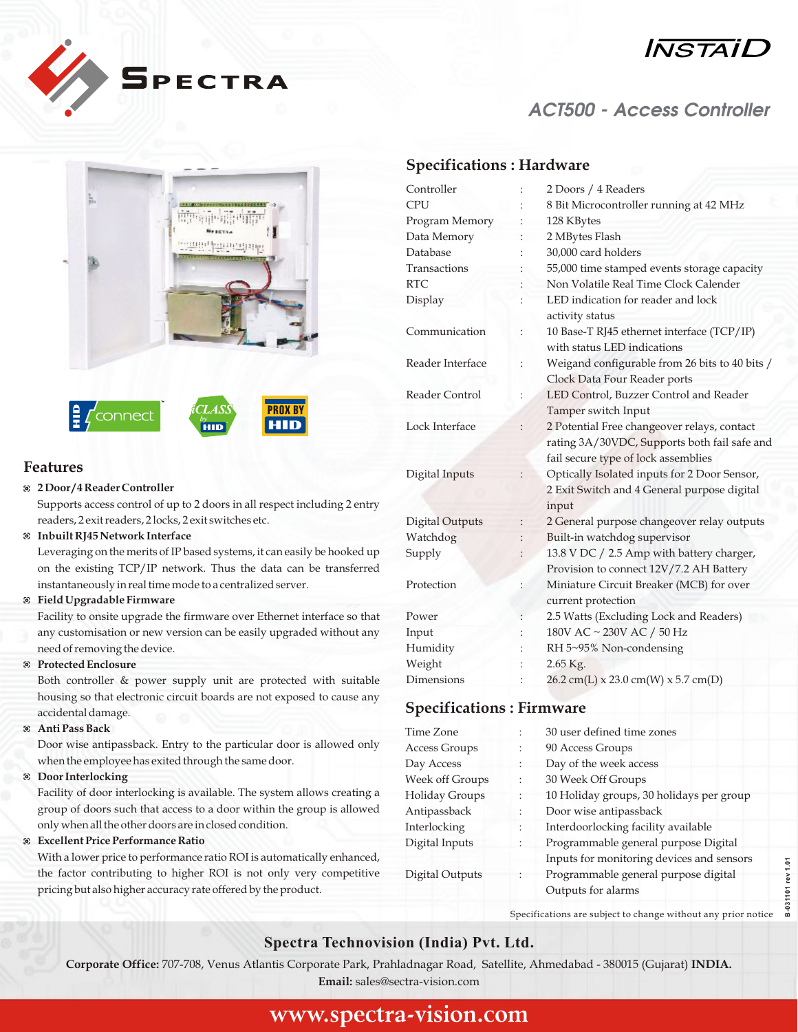# SPECTRA

INSTAID

## ACT500 - Access Controller

## Features

- **2 Door/4 Reader Controller**
  Supports access control of up to 2 doors in all respect including 2 entry readers, 2 exit readers, 2 locks, 2 exit switches etc.
- **Inbuilt RJ45 Network Interface**
  Leveraging on the merits of IP based systems, it can easily be hooked up on the existing TCP/IP network. Thus the data can be transferred instantaneously in real time mode to a centralized server.
- **Field Upgradable Firmware**
  Facility to onsite upgrade the firmware over Ethernet interface so that any customisation or new version can be easily upgraded without any need of removing the device.
- **Protected Enclosure**
  Both controller & power supply unit are protected with suitable housing so that electronic circuit boards are not exposed to cause any accidental damage.
- **Anti Pass Back**
  Door wise antipassback. Entry to the particular door is allowed only when the employee has exited through the same door.
- **Door Interlocking**
  Facility of door interlocking is available. The system allows creating a group of doors such that access to a door within the group is allowed only when all the other doors are in closed condition.
- **Excellent Price Performance Ratio**
  With a lower price to performance ratio ROI is automatically enhanced, the factor contributing to higher ROI is not only very competitive pricing but also higher accuracy rate offered by the product.

## Specifications : Hardware

| | | |
|---|---|---|
| Controller | : | 2 Doors / 4 Readers |
| CPU | : | 8 Bit Microcontroller running at 42 MHz |
| Program Memory | : | 128 KBytes |
| Data Memory | : | 2 MBytes Flash |
| Database | : | 30,000 card holders |
| Transactions | : | 55,000 time stamped events storage capacity |
| RTC | : | Non Volatile Real Time Clock Calender |
| Display | : | LED indication for reader and lock activity status |
| Communication | : | 10 Base-T RJ45 ethernet interface (TCP/IP) with status LED indications |
| Reader Interface | : | Weigand configurable from 26 bits to 40 bits / Clock Data Four Reader ports |
| Reader Control | : | LED Control, Buzzer Control and Reader Tamper switch Input |
| Lock Interface | : | 2 Potential Free changeover relays, contact rating 3A/30VDC, Supports both fail safe and fail secure type of lock assemblies |
| Digital Inputs | : | Optically Isolated inputs for 2 Door Sensor, 2 Exit Switch and 4 General purpose digital input |
| Digital Outputs | : | 2 General purpose changeover relay outputs |
| Watchdog | : | Built-in watchdog supervisor |
| Supply | : | 13.8 V DC / 2.5 Amp with battery charger, Provision to connect 12V/7.2 AH Battery |
| Protection | : | Miniature Circuit Breaker (MCB) for over current protection |
| Power | : | 2.5 Watts (Excluding Lock and Readers) |
| Input | : | 180V AC ~ 230V AC / 50 Hz |
| Humidity | : | RH 5~95% Non-condensing |
| Weight | : | 2.65 Kg. |
| Dimensions | : | 26.2 cm(L) x 23.0 cm(W) x 5.7 cm(D) |

## Specifications : Firmware

| | | |
|---|---|---|
| Time Zone | : | 30 user defined time zones |
| Access Groups | : | 90 Access Groups |
| Day Access | : | Day of the week access |
| Week off Groups | : | 30 Week Off Groups |
| Holiday Groups | : | 10 Holiday groups, 30 holidays per group |
| Antipassback | : | Door wise antipassback |
| Interlocking | : | Interdoorlocking facility available |
| Digital Inputs | : | Programmable general purpose Digital Inputs for monitoring devices and sensors |
| Digital Outputs | : | Programmable general purpose digital Outputs for alarms |

Specifications are subject to change without any prior notice

B-031101 rev 1.01

**Spectra Technovision (India) Pvt. Ltd.**

**Corporate Office:** 707-708, Venus Atlantis Corporate Park, Prahladnagar Road, Satellite, Ahmedabad - 380015 (Gujarat) **INDIA.**

**Email:** sales@sectra-vision.com

**www.spectra-vision.com**